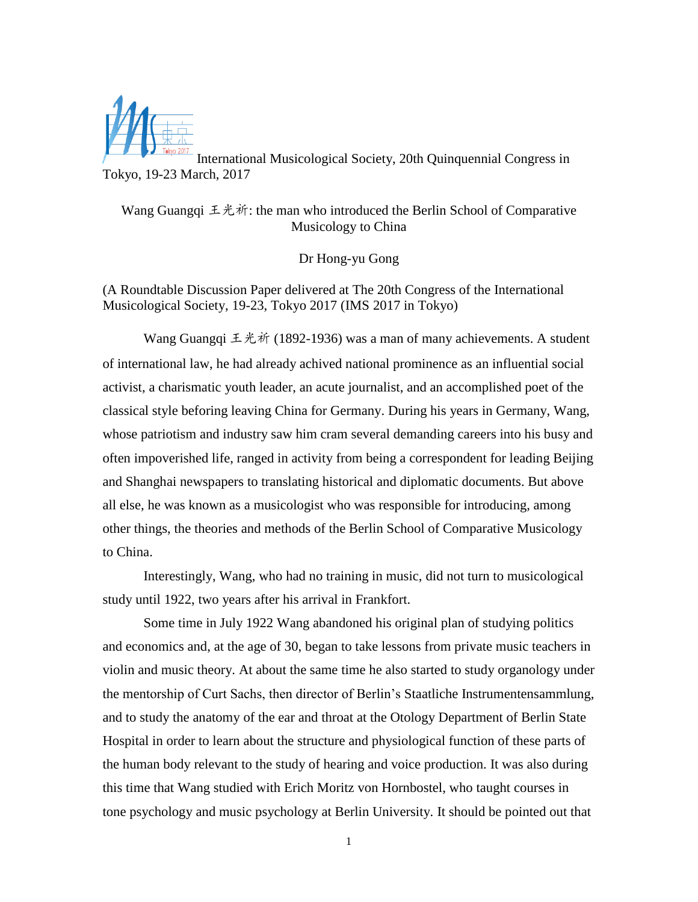International Musicological Society, 20th Quinquennial Congress in Tokyo, 19-23 March, 2017

# Wang Guangqi 王光祈: the man who introduced the Berlin School of Comparative Musicology to China

Dr Hong-yu Gong

(A Roundtable Discussion Paper delivered at The 20th Congress of the International Musicological Society, 19-23, Tokyo 2017 (IMS 2017 in Tokyo)

Wang Guangqi 王光祈 (1892-1936) was a man of many achievements. A student of international law, he had already achived national prominence as an influential social activist, a charismatic youth leader, an acute journalist, and an accomplished poet of the classical style beforing leaving China for Germany. During his years in Germany, Wang, whose patriotism and industry saw him cram several demanding careers into his busy and often impoverished life, ranged in activity from being a correspondent for leading Beijing and Shanghai newspapers to translating historical and diplomatic documents. But above all else, he was known as a musicologist who was responsible for introducing, among other things, the theories and methods of the Berlin School of Comparative Musicology to China.

Interestingly, Wang, who had no training in music, did not turn to musicological study until 1922, two years after his arrival in Frankfort.

Some time in July 1922 Wang abandoned his original plan of studying politics and economics and, at the age of 30, began to take lessons from private music teachers in violin and music theory. At about the same time he also started to study organology under the mentorship of Curt Sachs, then director of Berlin's Staatliche Instrumentensammlung, and to study the anatomy of the ear and throat at the Otology Department of Berlin State Hospital in order to learn about the structure and physiological function of these parts of the human body relevant to the study of hearing and voice production. It was also during this time that Wang studied with Erich Moritz von Hornbostel, who taught courses in tone psychology and music psychology at Berlin University. It should be pointed out that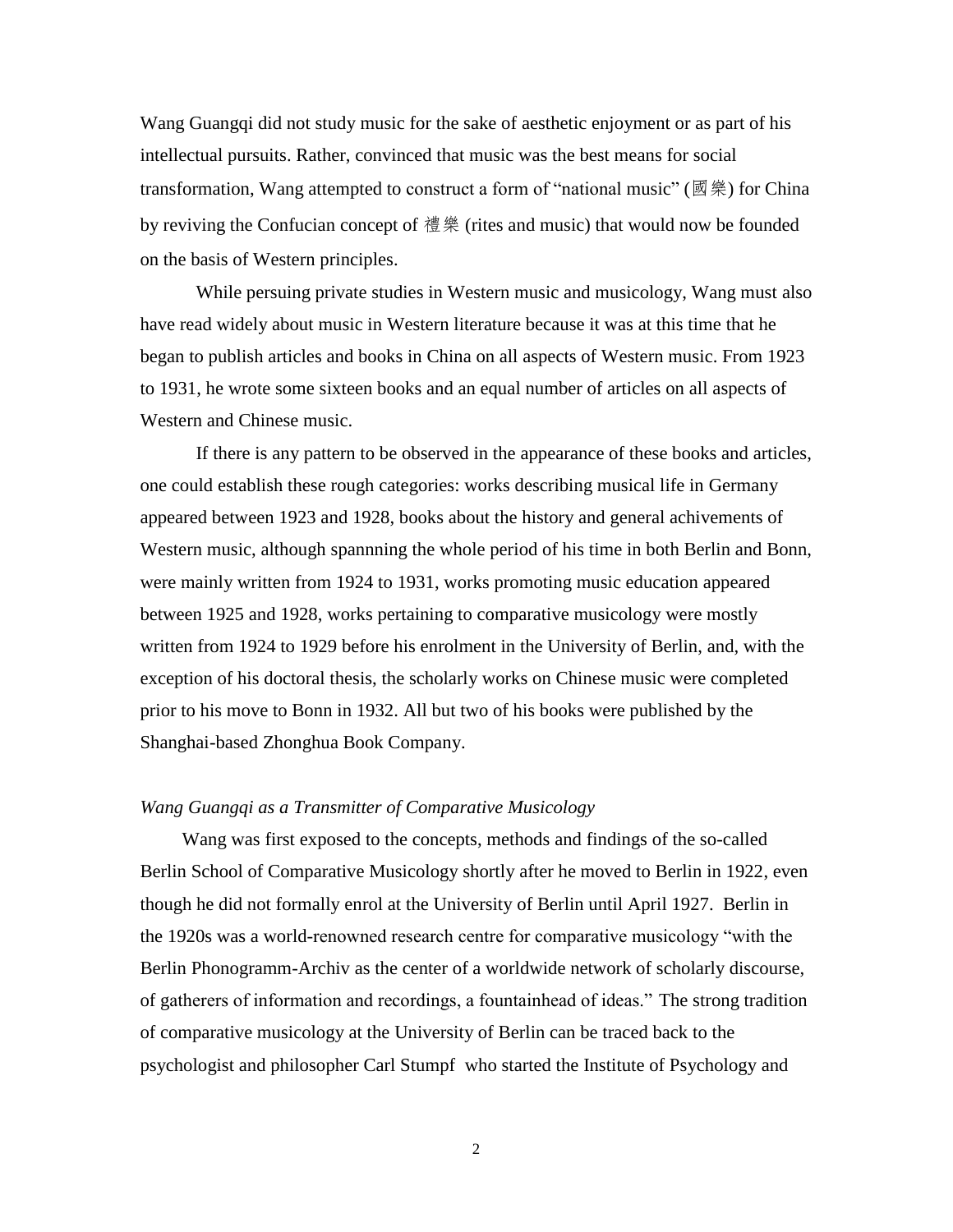Wang Guangqi did not study music for the sake of aesthetic enjoyment or as part of his intellectual pursuits. Rather, convinced that music was the best means for social transformation, Wang attempted to construct a form of "national music" (國樂) for China by reviving the Confucian concept of 禮樂 (rites and music) that would now be founded on the basis of Western principles.

While persuing private studies in Western music and musicology, Wang must also have read widely about music in Western literature because it was at this time that he began to publish articles and books in China on all aspects of Western music. From 1923 to 1931, he wrote some sixteen books and an equal number of articles on all aspects of Western and Chinese music.

If there is any pattern to be observed in the appearance of these books and articles, one could establish these rough categories: works describing musical life in Germany appeared between 1923 and 1928, books about the history and general achivements of Western music, although spannning the whole period of his time in both Berlin and Bonn, were mainly written from 1924 to 1931, works promoting music education appeared between 1925 and 1928, works pertaining to comparative musicology were mostly written from 1924 to 1929 before his enrolment in the University of Berlin, and, with the exception of his doctoral thesis, the scholarly works on Chinese music were completed prior to his move to Bonn in 1932. All but two of his books were published by the Shanghai-based Zhonghua Book Company.

### *Wang Guangqi as a Transmitter of Comparative Musicology*

Wang was first exposed to the concepts, methods and findings of the so-called Berlin School of Comparative Musicology shortly after he moved to Berlin in 1922, even though he did not formally enrol at the University of Berlin until April 1927. Berlin in the 1920s was a world-renowned research centre for comparative musicology "with the Berlin Phonogramm-Archiv as the center of a worldwide network of scholarly discourse, of gatherers of information and recordings, a fountainhead of ideas." The strong tradition of comparative musicology at the University of Berlin can be traced back to the psychologist and philosopher Carl Stumpf who started the Institute of Psychology and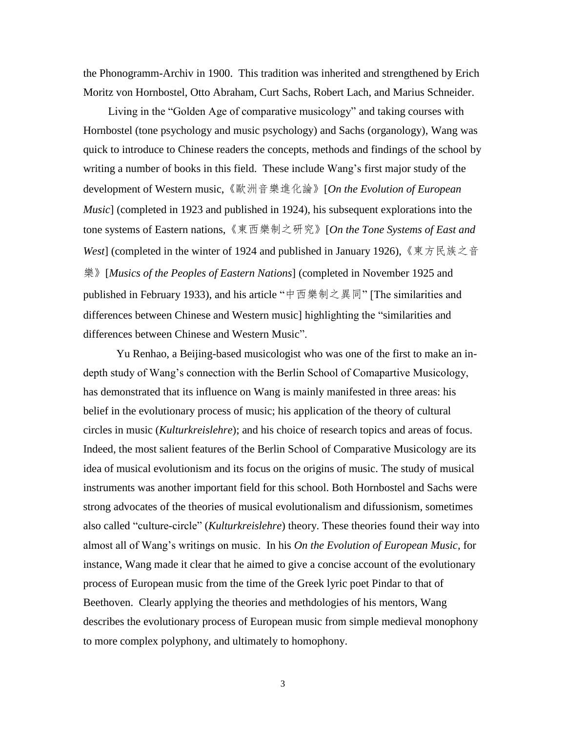the Phonogramm-Archiv in 1900. This tradition was inherited and strengthened by Erich Moritz von Hornbostel, Otto Abraham, Curt Sachs, Robert Lach, and Marius Schneider.

Living in the "Golden Age of comparative musicology" and taking courses with Hornbostel (tone psychology and music psychology) and Sachs (organology), Wang was quick to introduce to Chinese readers the concepts, methods and findings of the school by writing a number of books in this field. These include Wang's first major study of the development of Western music, 《歐洲音樂進化論》[*On the Evolution of European Music*] (completed in 1923 and published in 1924), his subsequent explorations into the tone systems of Eastern nations, 《東西樂制之研究》[*On the Tone Systems of East and West*] (completed in the winter of 1924 and published in January 1926), 《東方民族之音樂》[*Musics of the Peoples of Eastern Nations*] (completed in November 1925 and published in February 1933), and his article "中西樂制之異同" [The similarities and differences between Chinese and Western music] highlighting the "similarities and differences between Chinese and Western Music".

Yu Renhao, a Beijing-based musicologist who was one of the first to make an in-depth study of Wang's connection with the Berlin School of Comapartive Musicology, has demonstrated that its influence on Wang is mainly manifested in three areas: his belief in the evolutionary process of music; his application of the theory of cultural circles in music (*Kulturkreislehre*); and his choice of research topics and areas of focus. Indeed, the most salient features of the Berlin School of Comparative Musicology are its idea of musical evolutionism and its focus on the origins of music. The study of musical instruments was another important field for this school. Both Hornbostel and Sachs were strong advocates of the theories of musical evolutionalism and difussionism, sometimes also called "culture-circle" (*Kulturkreislehre*) theory. These theories found their way into almost all of Wang's writings on music. In his *On the Evolution of European Music,* for instance, Wang made it clear that he aimed to give a concise account of the evolutionary process of European music from the time of the Greek lyric poet Pindar to that of Beethoven. Clearly applying the theories and methdologies of his mentors, Wang describes the evolutionary process of European music from simple medieval monophony to more complex polyphony, and ultimately to homophony.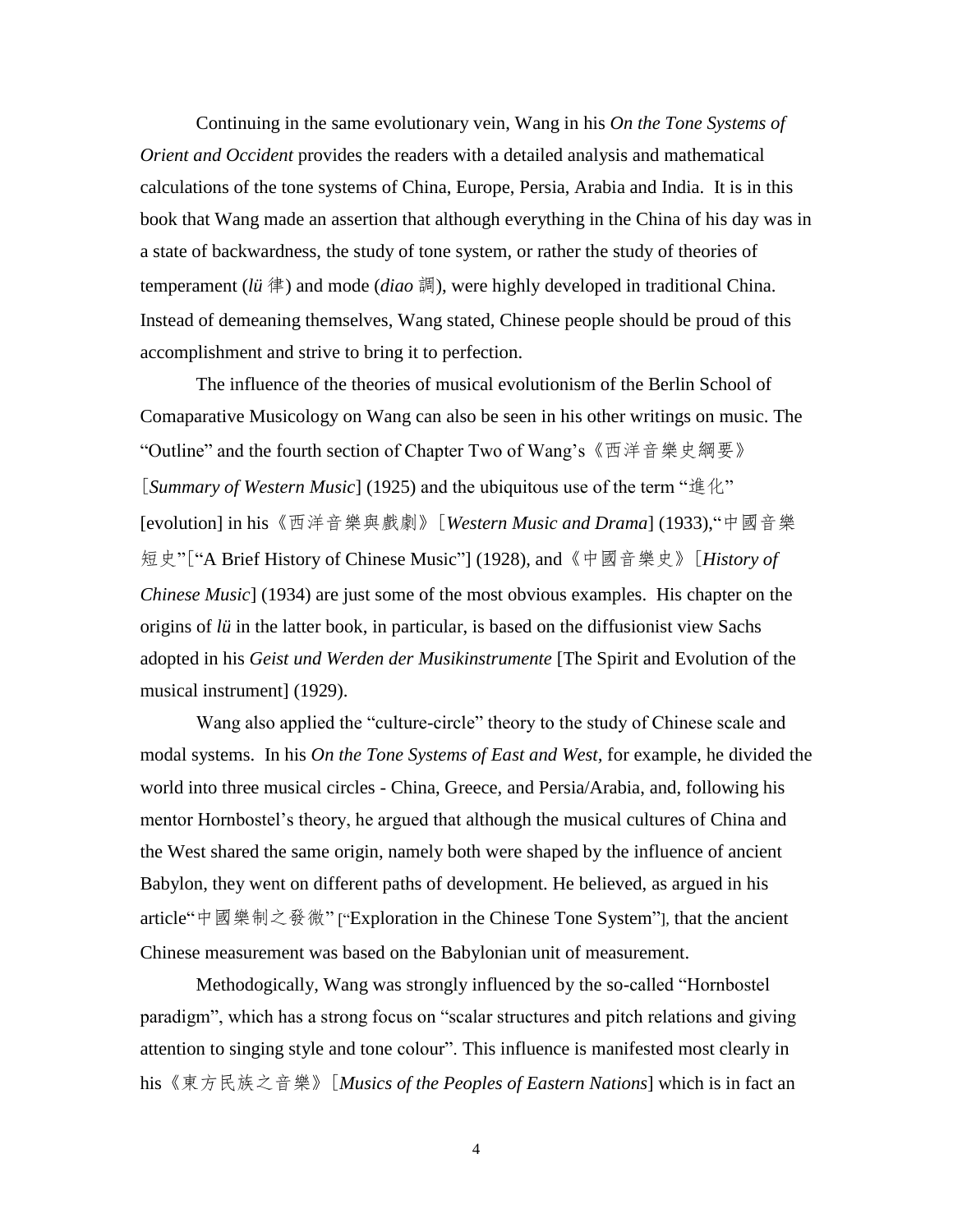Continuing in the same evolutionary vein, Wang in his *On the Tone Systems of Orient and Occident* provides the readers with a detailed analysis and mathematical calculations of the tone systems of China, Europe, Persia, Arabia and India. It is in this book that Wang made an assertion that although everything in the China of his day was in a state of backwardness, the study of tone system, or rather the study of theories of temperament (*lü* 律) and mode (*diao* 調), were highly developed in traditional China. Instead of demeaning themselves, Wang stated, Chinese people should be proud of this accomplishment and strive to bring it to perfection.

The influence of the theories of musical evolutionism of the Berlin School of Comaparative Musicology on Wang can also be seen in his other writings on music. The "Outline" and the fourth section of Chapter Two of Wang's《西洋音樂史綱要》［*Summary of Western Music*］(1925) and the ubiquitous use of the term "進化" [evolution] in his《西洋音樂與戲劇》［*Western Music and Drama*］(1933),"中國音樂短史"［"A Brief History of Chinese Music"］(1928), and《中國音樂史》［*History of Chinese Music*］(1934) are just some of the most obvious examples. His chapter on the origins of *lü* in the latter book, in particular, is based on the diffusionist view Sachs adopted in his *Geist und Werden der Musikinstrumente* [The Spirit and Evolution of the musical instrument] (1929).

Wang also applied the "culture-circle" theory to the study of Chinese scale and modal systems. In his *On the Tone Systems of East and West*, for example, he divided the world into three musical circles - China, Greece, and Persia/Arabia, and, following his mentor Hornbostel's theory, he argued that although the musical cultures of China and the West shared the same origin, namely both were shaped by the influence of ancient Babylon, they went on different paths of development. He believed, as argued in his article"中國樂制之發微" ["Exploration in the Chinese Tone System"], that the ancient Chinese measurement was based on the Babylonian unit of measurement.

Methodogically, Wang was strongly influenced by the so-called "Hornbostel paradigm", which has a strong focus on "scalar structures and pitch relations and giving attention to singing style and tone colour". This influence is manifested most clearly in his《東方民族之音樂》［*Musics of the Peoples of Eastern Nations*］which is in fact an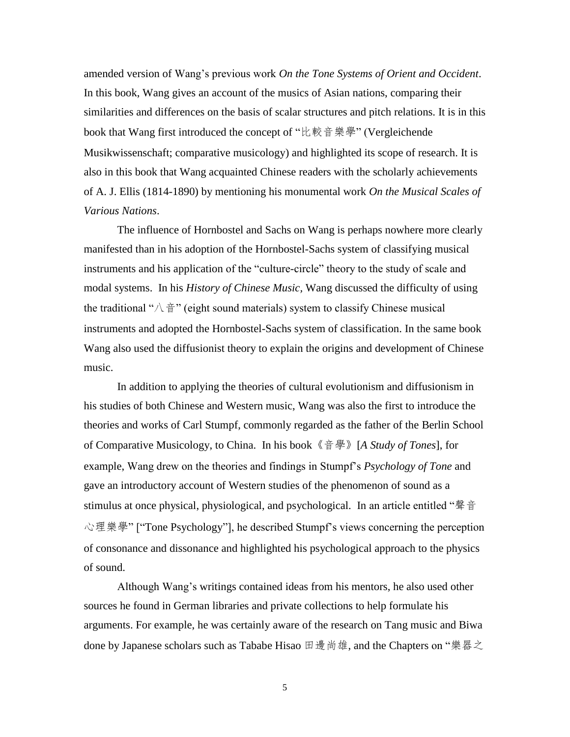amended version of Wang's previous work *On the Tone Systems of Orient and Occident*. In this book, Wang gives an account of the musics of Asian nations, comparing their similarities and differences on the basis of scalar structures and pitch relations. It is in this book that Wang first introduced the concept of "比較音樂學" (Vergleichende Musikwissenschaft; comparative musicology) and highlighted its scope of research. It is also in this book that Wang acquainted Chinese readers with the scholarly achievements of A. J. Ellis (1814-1890) by mentioning his monumental work *On the Musical Scales of Various Nations*.

The influence of Hornbostel and Sachs on Wang is perhaps nowhere more clearly manifested than in his adoption of the Hornbostel-Sachs system of classifying musical instruments and his application of the "culture-circle" theory to the study of scale and modal systems. In his *History of Chinese Music,* Wang discussed the difficulty of using the traditional "八音" (eight sound materials) system to classify Chinese musical instruments and adopted the Hornbostel-Sachs system of classification. In the same book Wang also used the diffusionist theory to explain the origins and development of Chinese music.

In addition to applying the theories of cultural evolutionism and diffusionism in his studies of both Chinese and Western music, Wang was also the first to introduce the theories and works of Carl Stumpf, commonly regarded as the father of the Berlin School of Comparative Musicology, to China. In his book《音學》[*A Study of Tones*], for example, Wang drew on the theories and findings in Stumpf's *Psychology of Tone* and gave an introductory account of Western studies of the phenomenon of sound as a stimulus at once physical, physiological, and psychological. In an article entitled "聲音心理樂學" ["Tone Psychology"], he described Stumpf's views concerning the perception of consonance and dissonance and highlighted his psychological approach to the physics of sound.

Although Wang's writings contained ideas from his mentors, he also used other sources he found in German libraries and private collections to help formulate his arguments. For example, he was certainly aware of the research on Tang music and Biwa done by Japanese scholars such as Tababe Hisao 田邊尚雄, and the Chapters on "樂器之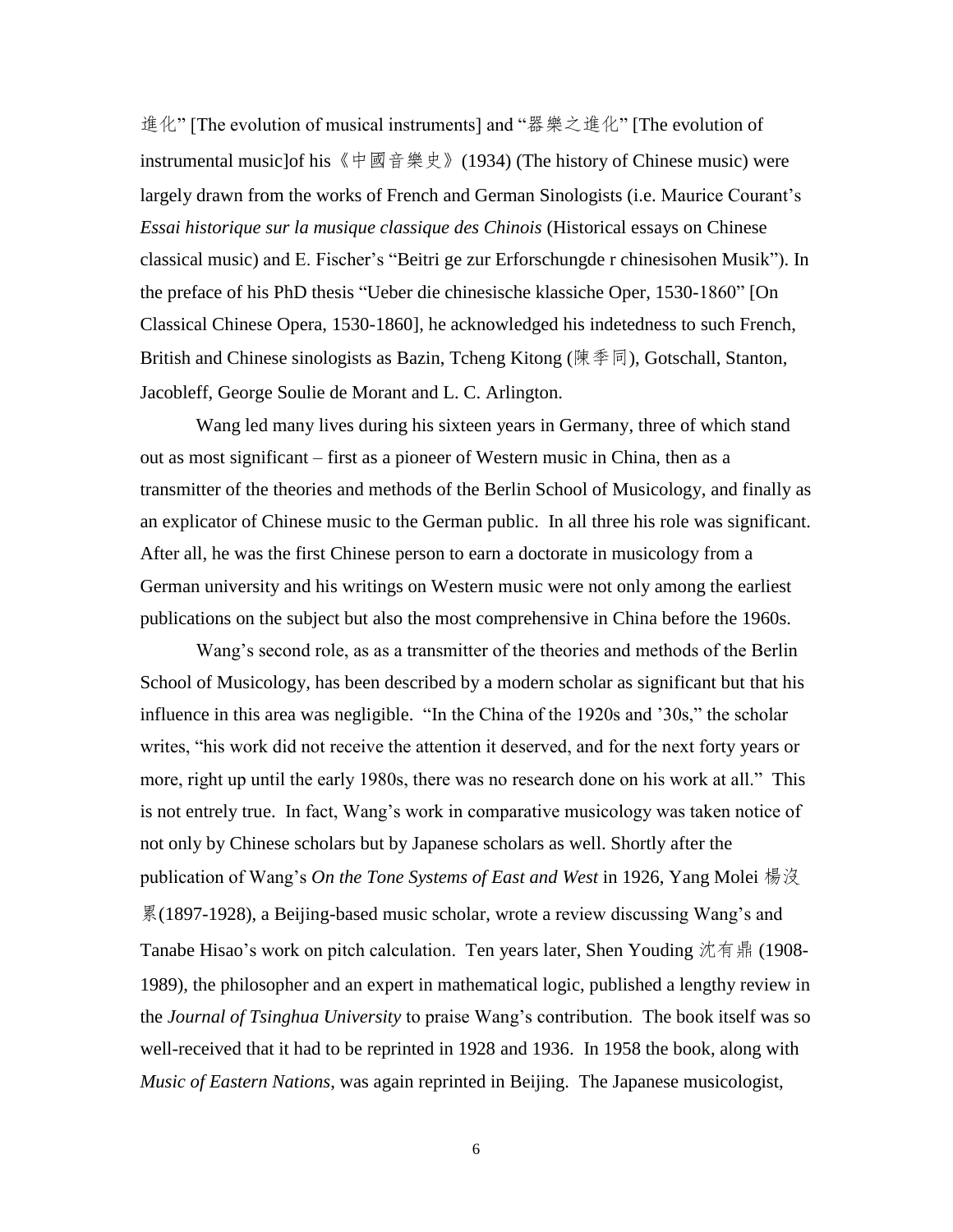進化" [The evolution of musical instruments] and "器樂之進化" [The evolution of instrumental music]of his《中國音樂史》(1934) (The history of Chinese music) were largely drawn from the works of French and German Sinologists (i.e. Maurice Courant's *Essai historique sur la musique classique des Chinois* (Historical essays on Chinese classical music) and E. Fischer's "Beitri ge zur Erforschungde r chinesisohen Musik"). In the preface of his PhD thesis "Ueber die chinesische klassiche Oper, 1530-1860" [On Classical Chinese Opera, 1530-1860], he acknowledged his indetedness to such French, British and Chinese sinologists as Bazin, Tcheng Kitong (陳季同), Gotschall, Stanton, Jacobleff, George Soulie de Morant and L. C. Arlington.

Wang led many lives during his sixteen years in Germany, three of which stand out as most significant – first as a pioneer of Western music in China, then as a transmitter of the theories and methods of the Berlin School of Musicology, and finally as an explicator of Chinese music to the German public. In all three his role was significant. After all, he was the first Chinese person to earn a doctorate in musicology from a German university and his writings on Western music were not only among the earliest publications on the subject but also the most comprehensive in China before the 1960s.

Wang's second role, as as a transmitter of the theories and methods of the Berlin School of Musicology, has been described by a modern scholar as significant but that his influence in this area was negligible. "In the China of the 1920s and '30s," the scholar writes, "his work did not receive the attention it deserved, and for the next forty years or more, right up until the early 1980s, there was no research done on his work at all." This is not entrely true. In fact, Wang's work in comparative musicology was taken notice of not only by Chinese scholars but by Japanese scholars as well. Shortly after the publication of Wang's *On the Tone Systems of East and West* in 1926, Yang Molei 楊沒累(1897-1928), a Beijing-based music scholar, wrote a review discussing Wang's and Tanabe Hisao's work on pitch calculation. Ten years later, Shen Youding 沈有鼎 (1908-1989), the philosopher and an expert in mathematical logic, published a lengthy review in the *Journal of Tsinghua University* to praise Wang's contribution. The book itself was so well-received that it had to be reprinted in 1928 and 1936. In 1958 the book, along with *Music of Eastern Nations*, was again reprinted in Beijing. The Japanese musicologist,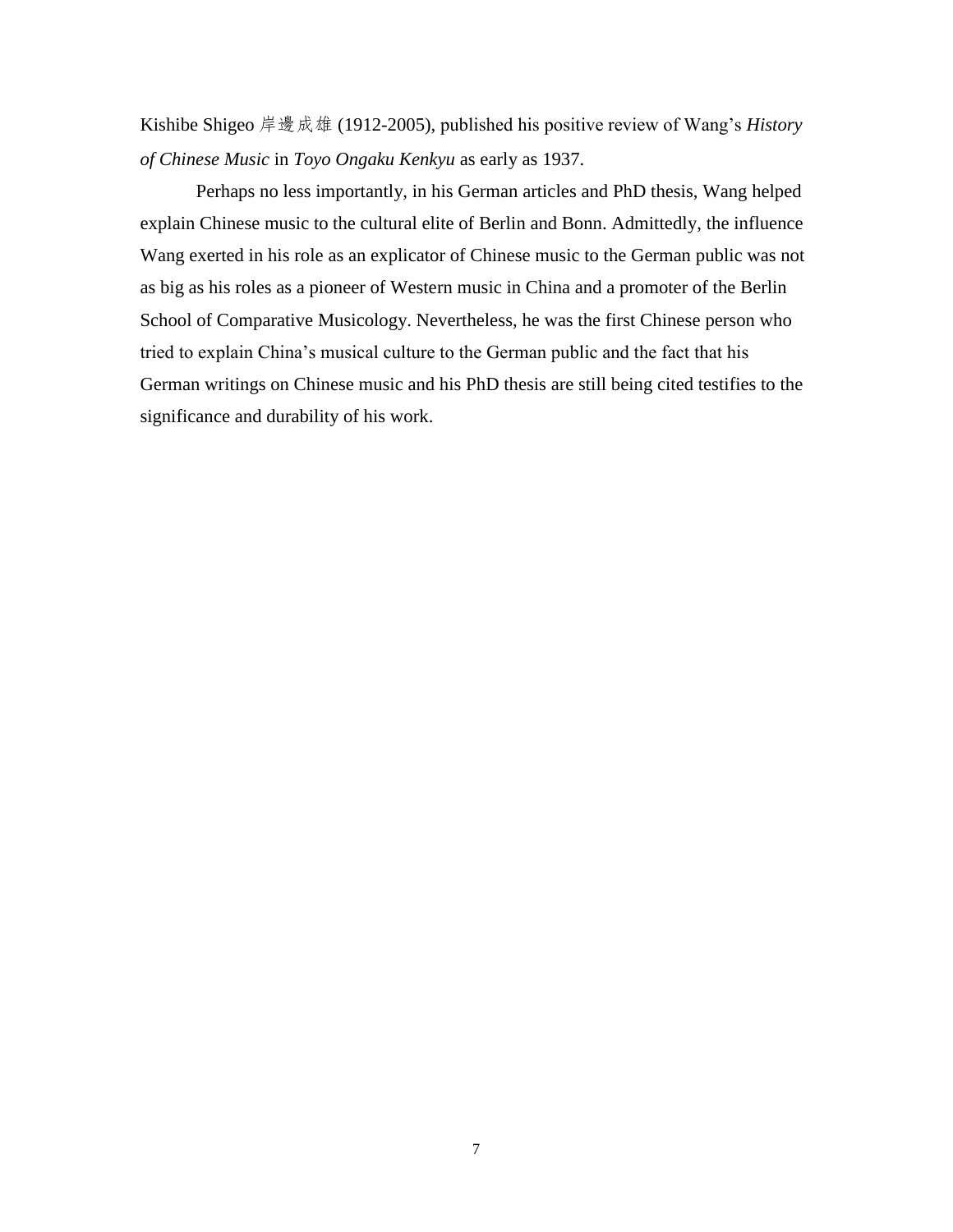Kishibe Shigeo 岸邊成雄 (1912-2005), published his positive review of Wang's *History of Chinese Music* in *Toyo Ongaku Kenkyu* as early as 1937.

Perhaps no less importantly, in his German articles and PhD thesis, Wang helped explain Chinese music to the cultural elite of Berlin and Bonn. Admittedly, the influence Wang exerted in his role as an explicator of Chinese music to the German public was not as big as his roles as a pioneer of Western music in China and a promoter of the Berlin School of Comparative Musicology. Nevertheless, he was the first Chinese person who tried to explain China's musical culture to the German public and the fact that his German writings on Chinese music and his PhD thesis are still being cited testifies to the significance and durability of his work.